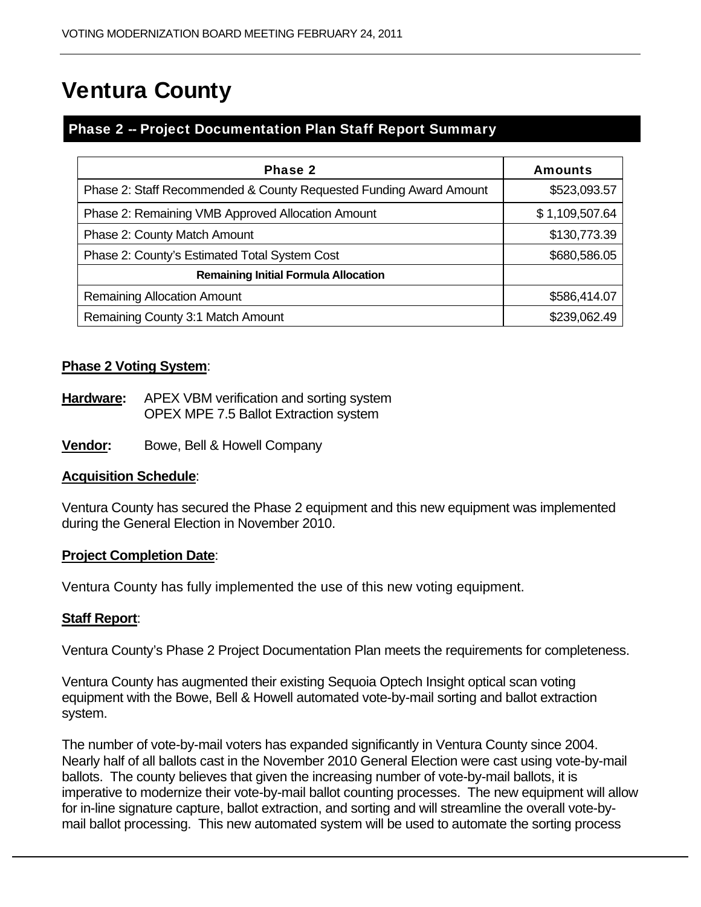# Ventura County

## Phase 2 -- Project Documentation Plan Staff Report Summary

| Phase 2 | Amounts |
|---|---|
| Phase 2: Staff Recommended & County Requested Funding Award Amount | $523,093.57 |
| Phase 2: Remaining VMB Approved Allocation Amount | $ 1,109,507.64 |
| Phase 2: County Match Amount | $130,773.39 |
| Phase 2: County's Estimated Total System Cost | $680,586.05 |
| **Remaining Initial Formula Allocation** | |
| Remaining Allocation Amount | $586,414.07 |
| Remaining County 3:1 Match Amount | $239,062.49 |

**Phase 2 Voting System**:

**Hardware:** APEX VBM verification and sorting system
OPEX MPE 7.5 Ballot Extraction system

**Vendor:** Bowe, Bell & Howell Company

**Acquisition Schedule**:

Ventura County has secured the Phase 2 equipment and this new equipment was implemented during the General Election in November 2010.

**Project Completion Date**:

Ventura County has fully implemented the use of this new voting equipment.

**Staff Report**:

Ventura County's Phase 2 Project Documentation Plan meets the requirements for completeness.

Ventura County has augmented their existing Sequoia Optech Insight optical scan voting equipment with the Bowe, Bell & Howell automated vote-by-mail sorting and ballot extraction system.

The number of vote-by-mail voters has expanded significantly in Ventura County since 2004. Nearly half of all ballots cast in the November 2010 General Election were cast using vote-by-mail ballots. The county believes that given the increasing number of vote-by-mail ballots, it is imperative to modernize their vote-by-mail ballot counting processes. The new equipment will allow for in-line signature capture, ballot extraction, and sorting and will streamline the overall vote-by-mail ballot processing. This new automated system will be used to automate the sorting process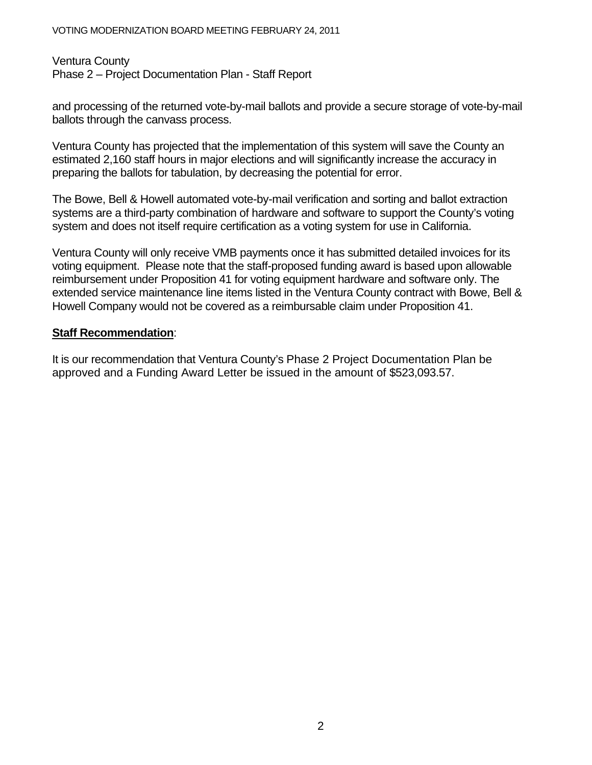and processing of the returned vote-by-mail ballots and provide a secure storage of vote-by-mail ballots through the canvass process.

Ventura County has projected that the implementation of this system will save the County an estimated 2,160 staff hours in major elections and will significantly increase the accuracy in preparing the ballots for tabulation, by decreasing the potential for error.

The Bowe, Bell & Howell automated vote-by-mail verification and sorting and ballot extraction systems are a third-party combination of hardware and software to support the County's voting system and does not itself require certification as a voting system for use in California.

Ventura County will only receive VMB payments once it has submitted detailed invoices for its voting equipment. Please note that the staff-proposed funding award is based upon allowable reimbursement under Proposition 41 for voting equipment hardware and software only. The extended service maintenance line items listed in the Ventura County contract with Bowe, Bell & Howell Company would not be covered as a reimbursable claim under Proposition 41.

**Staff Recommendation**:

It is our recommendation that Ventura County's Phase 2 Project Documentation Plan be approved and a Funding Award Letter be issued in the amount of $523,093.57.